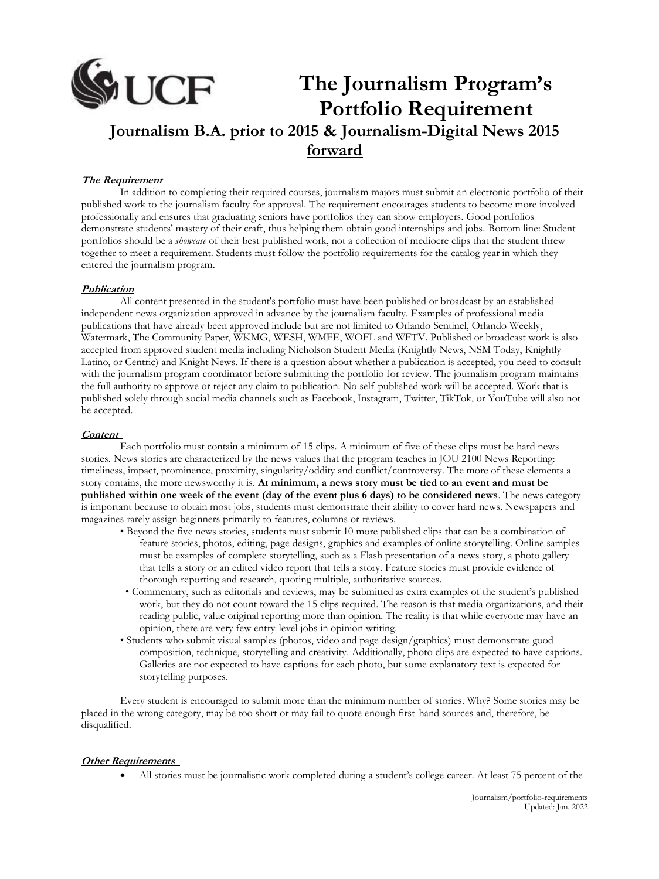# The Journalism Program's Portfolio Requirement

## Journalism B.A. prior to 2015 & Journalism-Digital News 2015 forward

### *The Requirement*

In addition to completing their required courses, journalism majors must submit an electronic portfolio of their published work to the journalism faculty for approval. The requirement encourages students to become more involved professionally and ensures that graduating seniors have portfolios they can show employers. Good portfolios demonstrate students' mastery of their craft, thus helping them obtain good internships and jobs. Bottom line: Student portfolios should be a *showcase* of their best published work, not a collection of mediocre clips that the student threw together to meet a requirement. Students must follow the portfolio requirements for the catalog year in which they entered the journalism program.

### *Publication*

All content presented in the student's portfolio must have been published or broadcast by an established independent news organization approved in advance by the journalism faculty. Examples of professional media publications that have already been approved include but are not limited to Orlando Sentinel, Orlando Weekly, Watermark, The Community Paper, WKMG, WESH, WMFE, WOFL and WFTV. Published or broadcast work is also accepted from approved student media including Nicholson Student Media (Knightly News, NSM Today, Knightly Latino, or Centric) and Knight News. If there is a question about whether a publication is accepted, you need to consult with the journalism program coordinator before submitting the portfolio for review. The journalism program maintains the full authority to approve or reject any claim to publication. No self-published work will be accepted. Work that is published solely through social media channels such as Facebook, Instagram, Twitter, TikTok, or YouTube will also not be accepted.

### *Content*

Each portfolio must contain a minimum of 15 clips. A minimum of five of these clips must be hard news stories. News stories are characterized by the news values that the program teaches in JOU 2100 News Reporting: timeliness, impact, prominence, proximity, singularity/oddity and conflict/controversy. The more of these elements a story contains, the more newsworthy it is. **At minimum, a news story must be tied to an event and must be published within one week of the event (day of the event plus 6 days) to be considered news**. The news category is important because to obtain most jobs, students must demonstrate their ability to cover hard news. Newspapers and magazines rarely assign beginners primarily to features, columns or reviews.

- Beyond the five news stories, students must submit 10 more published clips that can be a combination of feature stories, photos, editing, page designs, graphics and examples of online storytelling. Online samples must be examples of complete storytelling, such as a Flash presentation of a news story, a photo gallery that tells a story or an edited video report that tells a story. Feature stories must provide evidence of thorough reporting and research, quoting multiple, authoritative sources.
- Commentary, such as editorials and reviews, may be submitted as extra examples of the student's published work, but they do not count toward the 15 clips required. The reason is that media organizations, and their reading public, value original reporting more than opinion. The reality is that while everyone may have an opinion, there are very few entry-level jobs in opinion writing.
- Students who submit visual samples (photos, video and page design/graphics) must demonstrate good composition, technique, storytelling and creativity. Additionally, photo clips are expected to have captions. Galleries are not expected to have captions for each photo, but some explanatory text is expected for storytelling purposes.

Every student is encouraged to submit more than the minimum number of stories. Why? Some stories may be placed in the wrong category, may be too short or may fail to quote enough first-hand sources and, therefore, be disqualified.

### *Other Requirements*

- All stories must be journalistic work completed during a student's college career. At least 75 percent of the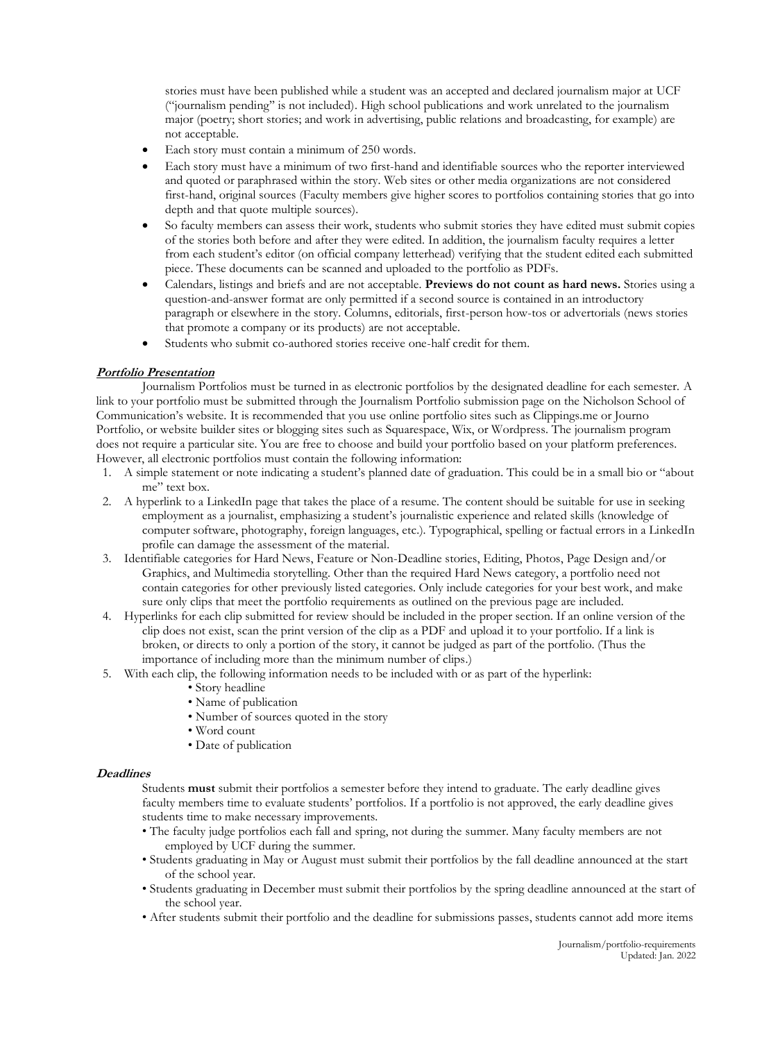stories must have been published while a student was an accepted and declared journalism major at UCF ("journalism pending" is not included). High school publications and work unrelated to the journalism major (poetry; short stories; and work in advertising, public relations and broadcasting, for example) are not acceptable.

- Each story must contain a minimum of 250 words.
- Each story must have a minimum of two first-hand and identifiable sources who the reporter interviewed and quoted or paraphrased within the story. Web sites or other media organizations are not considered first-hand, original sources (Faculty members give higher scores to portfolios containing stories that go into depth and that quote multiple sources).
- So faculty members can assess their work, students who submit stories they have edited must submit copies of the stories both before and after they were edited. In addition, the journalism faculty requires a letter from each student's editor (on official company letterhead) verifying that the student edited each submitted piece. These documents can be scanned and uploaded to the portfolio as PDFs.
- Calendars, listings and briefs and are not acceptable. **Previews do not count as hard news.** Stories using a question-and-answer format are only permitted if a second source is contained in an introductory paragraph or elsewhere in the story. Columns, editorials, first-person how-tos or advertorials (news stories that promote a company or its products) are not acceptable.
- Students who submit co-authored stories receive one-half credit for them.

***Portfolio Presentation***

Journalism Portfolios must be turned in as electronic portfolios by the designated deadline for each semester. A link to your portfolio must be submitted through the Journalism Portfolio submission page on the Nicholson School of Communication's website. It is recommended that you use online portfolio sites such as Clippings.me or Journo Portfolio, or website builder sites or blogging sites such as Squarespace, Wix, or Wordpress. The journalism program does not require a particular site. You are free to choose and build your portfolio based on your platform preferences. However, all electronic portfolios must contain the following information:

1. A simple statement or note indicating a student's planned date of graduation. This could be in a small bio or "about me" text box.
2. A hyperlink to a LinkedIn page that takes the place of a resume. The content should be suitable for use in seeking employment as a journalist, emphasizing a student's journalistic experience and related skills (knowledge of computer software, photography, foreign languages, etc.). Typographical, spelling or factual errors in a LinkedIn profile can damage the assessment of the material.
3. Identifiable categories for Hard News, Feature or Non-Deadline stories, Editing, Photos, Page Design and/or Graphics, and Multimedia storytelling. Other than the required Hard News category, a portfolio need not contain categories for other previously listed categories. Only include categories for your best work, and make sure only clips that meet the portfolio requirements as outlined on the previous page are included.
4. Hyperlinks for each clip submitted for review should be included in the proper section. If an online version of the clip does not exist, scan the print version of the clip as a PDF and upload it to your portfolio. If a link is broken, or directs to only a portion of the story, it cannot be judged as part of the portfolio. (Thus the importance of including more than the minimum number of clips.)
5. With each clip, the following information needs to be included with or as part of the hyperlink:
   - Story headline
   - Name of publication
   - Number of sources quoted in the story
   - Word count
   - Date of publication

***Deadlines***

Students **must** submit their portfolios a semester before they intend to graduate. The early deadline gives faculty members time to evaluate students' portfolios. If a portfolio is not approved, the early deadline gives students time to make necessary improvements.

- The faculty judge portfolios each fall and spring, not during the summer. Many faculty members are not employed by UCF during the summer.
- Students graduating in May or August must submit their portfolios by the fall deadline announced at the start of the school year.
- Students graduating in December must submit their portfolios by the spring deadline announced at the start of the school year.
- After students submit their portfolio and the deadline for submissions passes, students cannot add more items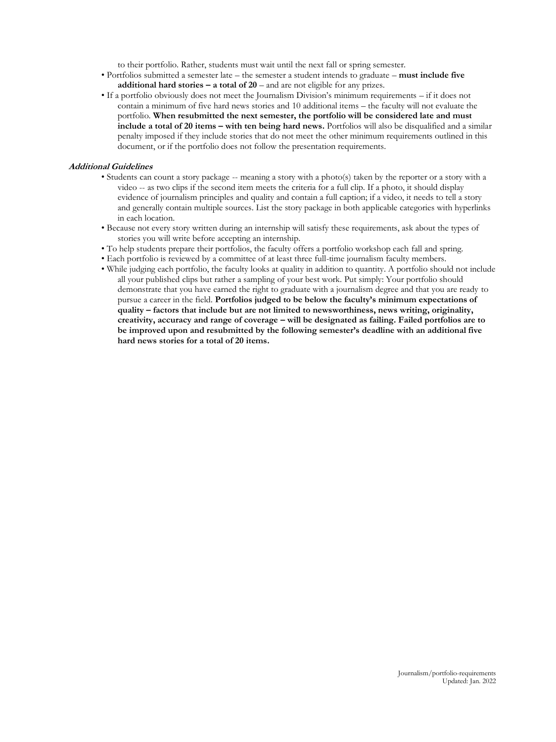to their portfolio. Rather, students must wait until the next fall or spring semester.

- Portfolios submitted a semester late – the semester a student intends to graduate – **must include five additional hard stories – a total of 20** – and are not eligible for any prizes.
- If a portfolio obviously does not meet the Journalism Division's minimum requirements – if it does not contain a minimum of five hard news stories and 10 additional items – the faculty will not evaluate the portfolio. **When resubmitted the next semester, the portfolio will be considered late and must include a total of 20 items – with ten being hard news.** Portfolios will also be disqualified and a similar penalty imposed if they include stories that do not meet the other minimum requirements outlined in this document, or if the portfolio does not follow the presentation requirements.

***Additional Guidelines***

- Students can count a story package -- meaning a story with a photo(s) taken by the reporter or a story with a video -- as two clips if the second item meets the criteria for a full clip. If a photo, it should display evidence of journalism principles and quality and contain a full caption; if a video, it needs to tell a story and generally contain multiple sources. List the story package in both applicable categories with hyperlinks in each location.
- Because not every story written during an internship will satisfy these requirements, ask about the types of stories you will write before accepting an internship.
- To help students prepare their portfolios, the faculty offers a portfolio workshop each fall and spring.
- Each portfolio is reviewed by a committee of at least three full-time journalism faculty members.
- While judging each portfolio, the faculty looks at quality in addition to quantity. A portfolio should not include all your published clips but rather a sampling of your best work. Put simply: Your portfolio should demonstrate that you have earned the right to graduate with a journalism degree and that you are ready to pursue a career in the field. **Portfolios judged to be below the faculty's minimum expectations of quality – factors that include but are not limited to newsworthiness, news writing, originality, creativity, accuracy and range of coverage – will be designated as failing. Failed portfolios are to be improved upon and resubmitted by the following semester's deadline with an additional five hard news stories for a total of 20 items.**

Journalism/portfolio-requirements
Updated: Jan. 2022